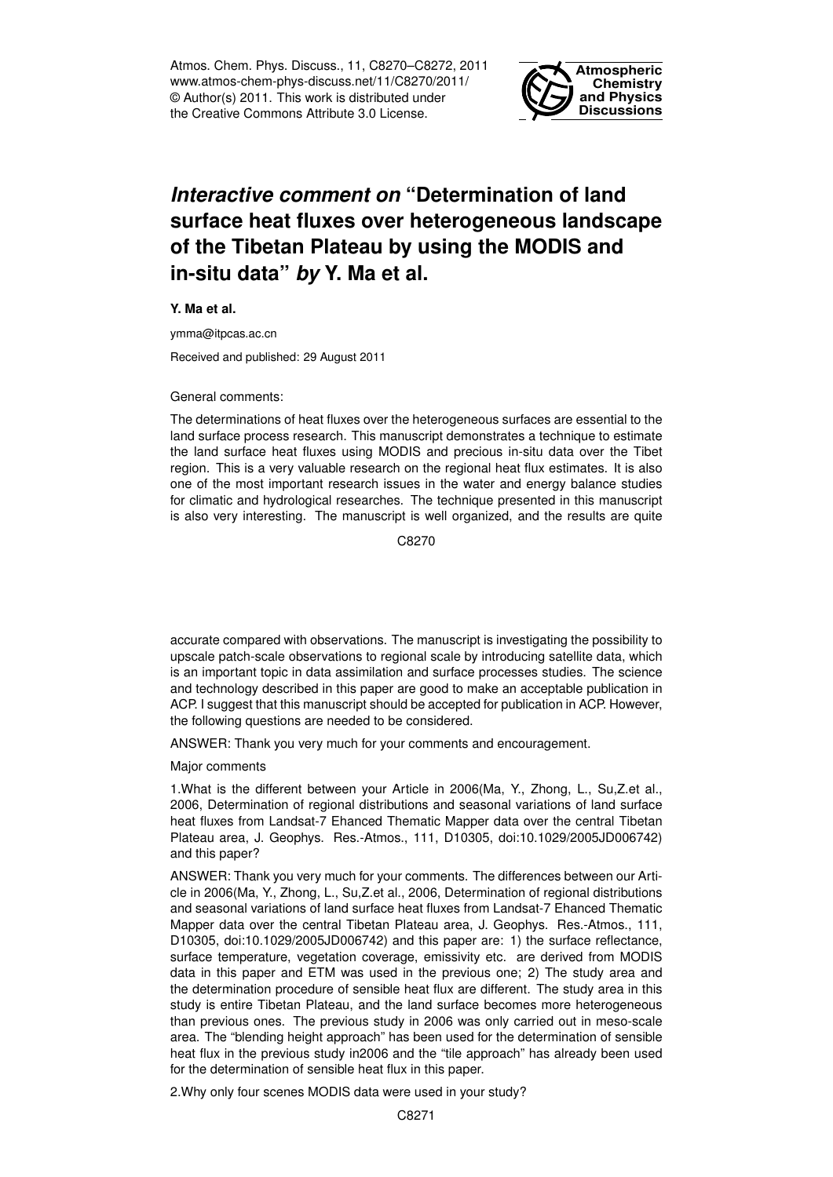# *Interactive comment on* "Determination of land surface heat fluxes over heterogeneous landscape of the Tibetan Plateau by using the MODIS and in-situ data" *by* Y. Ma et al.

**Y. Ma et al.**

ymma@itpcas.ac.cn

Received and published: 29 August 2011

General comments:

The determinations of heat fluxes over the heterogeneous surfaces are essential to the land surface process research. This manuscript demonstrates a technique to estimate the land surface heat fluxes using MODIS and precious in-situ data over the Tibet region. This is a very valuable research on the regional heat flux estimates. It is also one of the most important research issues in the water and energy balance studies for climatic and hydrological researches. The technique presented in this manuscript is also very interesting. The manuscript is well organized, and the results are quite accurate compared with observations. The manuscript is investigating the possibility to upscale patch-scale observations to regional scale by introducing satellite data, which is an important topic in data assimilation and surface processes studies. The science and technology described in this paper are good to make an acceptable publication in ACP. I suggest that this manuscript should be accepted for publication in ACP. However, the following questions are needed to be considered.

ANSWER: Thank you very much for your comments and encouragement.

Major comments

1.What is the different between your Article in 2006(Ma, Y., Zhong, L., Su,Z.et al., 2006, Determination of regional distributions and seasonal variations of land surface heat fluxes from Landsat-7 Ehanced Thematic Mapper data over the central Tibetan Plateau area, J. Geophys. Res.-Atmos., 111, D10305, doi:10.1029/2005JD006742) and this paper?

ANSWER: Thank you very much for your comments. The differences between our Article in 2006(Ma, Y., Zhong, L., Su,Z.et al., 2006, Determination of regional distributions and seasonal variations of land surface heat fluxes from Landsat-7 Ehanced Thematic Mapper data over the central Tibetan Plateau area, J. Geophys. Res.-Atmos., 111, D10305, doi:10.1029/2005JD006742) and this paper are: 1) the surface reflectance, surface temperature, vegetation coverage, emissivity etc. are derived from MODIS data in this paper and ETM was used in the previous one; 2) The study area and the determination procedure of sensible heat flux are different. The study area in this study is entire Tibetan Plateau, and the land surface becomes more heterogeneous than previous ones. The previous study in 2006 was only carried out in meso-scale area. The "blending height approach" has been used for the determination of sensible heat flux in the previous study in2006 and the "tile approach" has already been used for the determination of sensible heat flux in this paper.

2.Why only four scenes MODIS data were used in your study?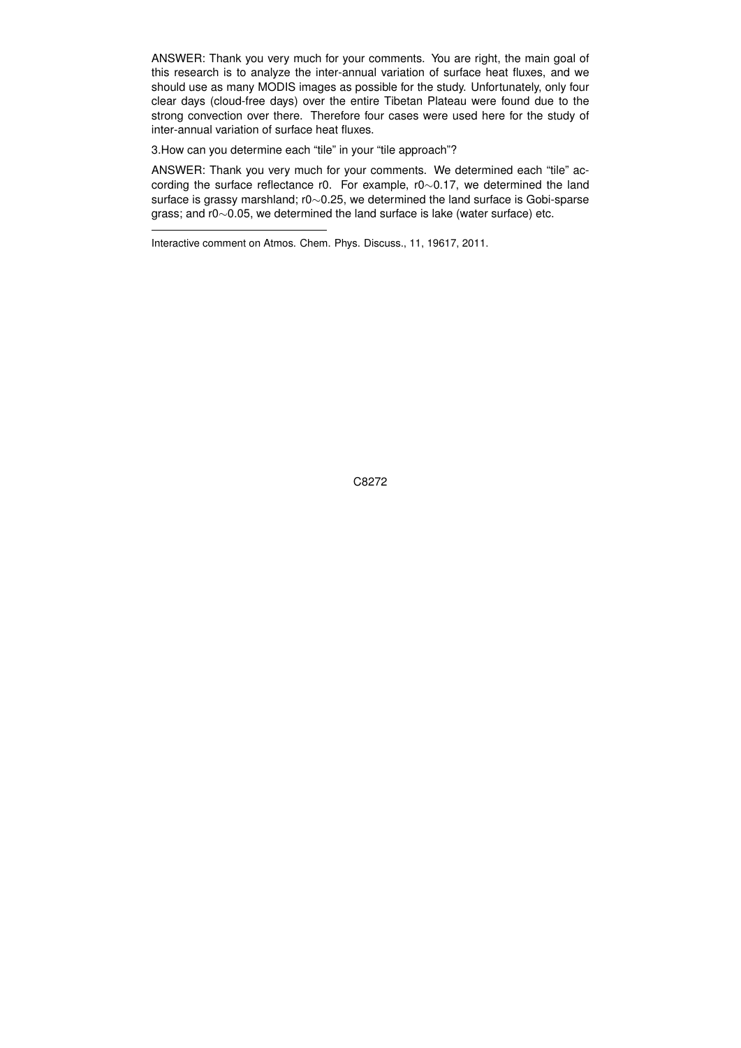ANSWER: Thank you very much for your comments. You are right, the main goal of this research is to analyze the inter-annual variation of surface heat fluxes, and we should use as many MODIS images as possible for the study. Unfortunately, only four clear days (cloud-free days) over the entire Tibetan Plateau were found due to the strong convection over there. Therefore four cases were used here for the study of inter-annual variation of surface heat fluxes.

3.How can you determine each "tile" in your "tile approach"?

ANSWER: Thank you very much for your comments. We determined each "tile" according the surface reflectance $r0$. For example, $r0 \sim 0.17$, we determined the land surface is grassy marshland; $r0 \sim 0.25$, we determined the land surface is Gobi-sparse grass; and $r0 \sim 0.05$, we determined the land surface is lake (water surface) etc.

---

Interactive comment on Atmos. Chem. Phys. Discuss., 11, 19617, 2011.